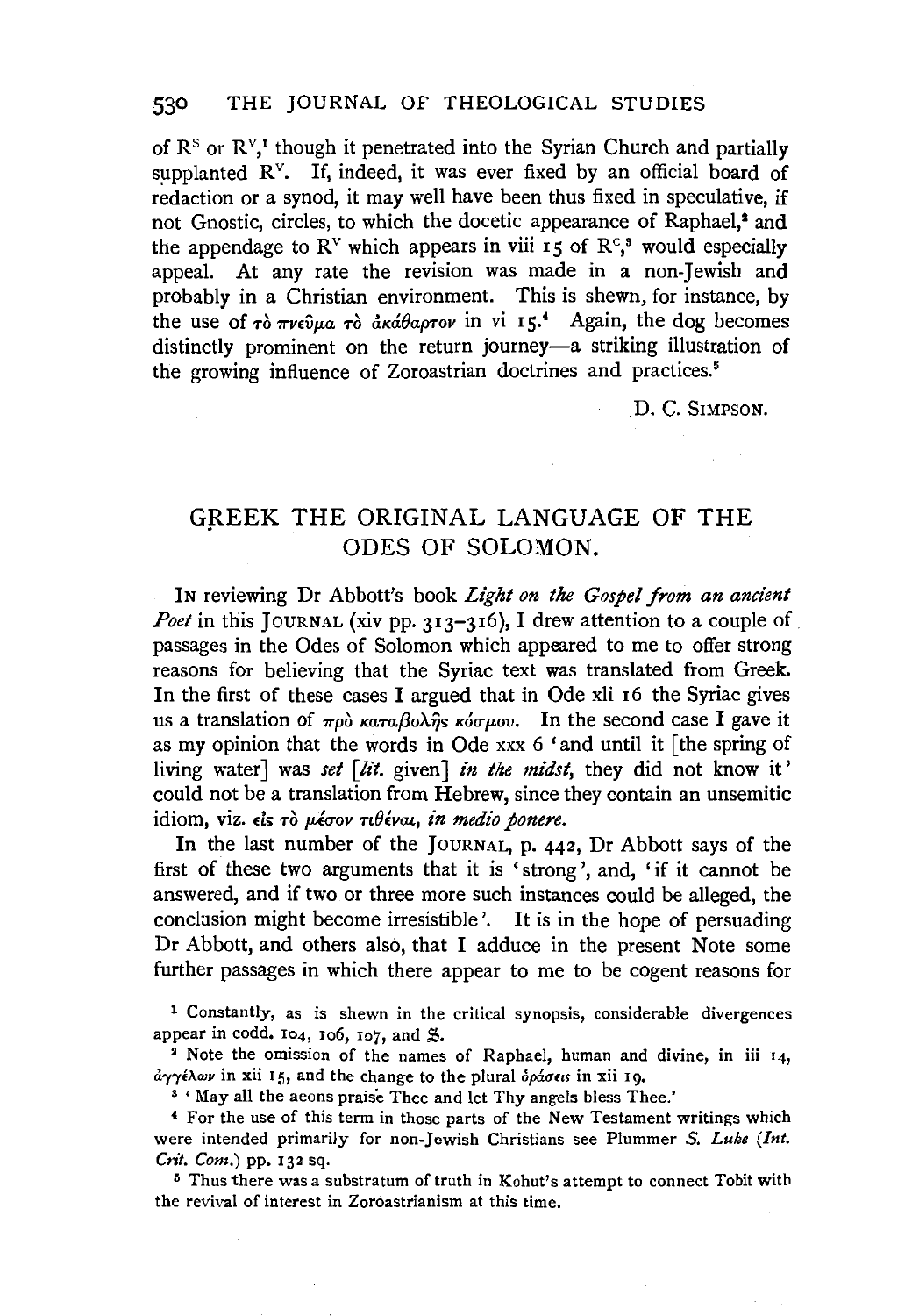of $R^S$ or $R^V$,[1] though it penetrated into the Syrian Church and partially supplanted $R^V$. If, indeed, it was ever fixed by an official board of redaction or a synod, it may well have been thus fixed in speculative, if not Gnostic, circles, to which the docetic appearance of Raphael,[2] and the appendage to $R^V$ which appears in viii 15 of $R^C$,[3] would especially appeal. At any rate the revision was made in a non-Jewish and probably in a Christian environment. This is shewn, for instance, by the use of τὸ πνεῦμα τὸ ἀκάθαρτον in vi 15.[4] Again, the dog becomes distinctly prominent on the return journey—a striking illustration of the growing influence of Zoroastrian doctrines and practices.[5]

D. C. SIMPSON.

## GREEK THE ORIGINAL LANGUAGE OF THE ODES OF SOLOMON.

IN reviewing Dr Abbott's book *Light on the Gospel from an ancient Poet* in this JOURNAL (xiv pp. 313–316), I drew attention to a couple of passages in the Odes of Solomon which appeared to me to offer strong reasons for believing that the Syriac text was translated from Greek. In the first of these cases I argued that in Ode xli 16 the Syriac gives us a translation of πρὸ καταβολῆς κόσμου. In the second case I gave it as my opinion that the words in Ode xxx 6 'and until it [the spring of living water] was *set* [*lit.* given] *in the midst*, they did not know it' could not be a translation from Hebrew, since they contain an unsemitic idiom, viz. εἰς τὸ μέσον τιθέναι, *in medio ponere*.

In the last number of the JOURNAL, p. 442, Dr Abbott says of the first of these two arguments that it is 'strong', and, 'if it cannot be answered, and if two or three more such instances could be alleged, the conclusion might become irresistible'. It is in the hope of persuading Dr Abbott, and others also, that I adduce in the present Note some further passages in which there appear to me to be cogent reasons for

[1] Constantly, as is shewn in the critical synopsis, considerable divergences appear in codd. 104, 106, 107, and $\mathfrak{S}$.

[2] Note the omission of the names of Raphael, human and divine, in iii 14, ἀγγέλων in xii 15, and the change to the plural ὁράσεις in xii 19.

[3] 'May all the aeons praise Thee and let Thy angels bless Thee.'

[4] For the use of this term in those parts of the New Testament writings which were intended primarily for non-Jewish Christians see Plummer *S. Luke* (*Int. Crit. Com.*) pp. 132 sq.

[5] Thus there was a substratum of truth in Kohut's attempt to connect Tobit with the revival of interest in Zoroastrianism at this time.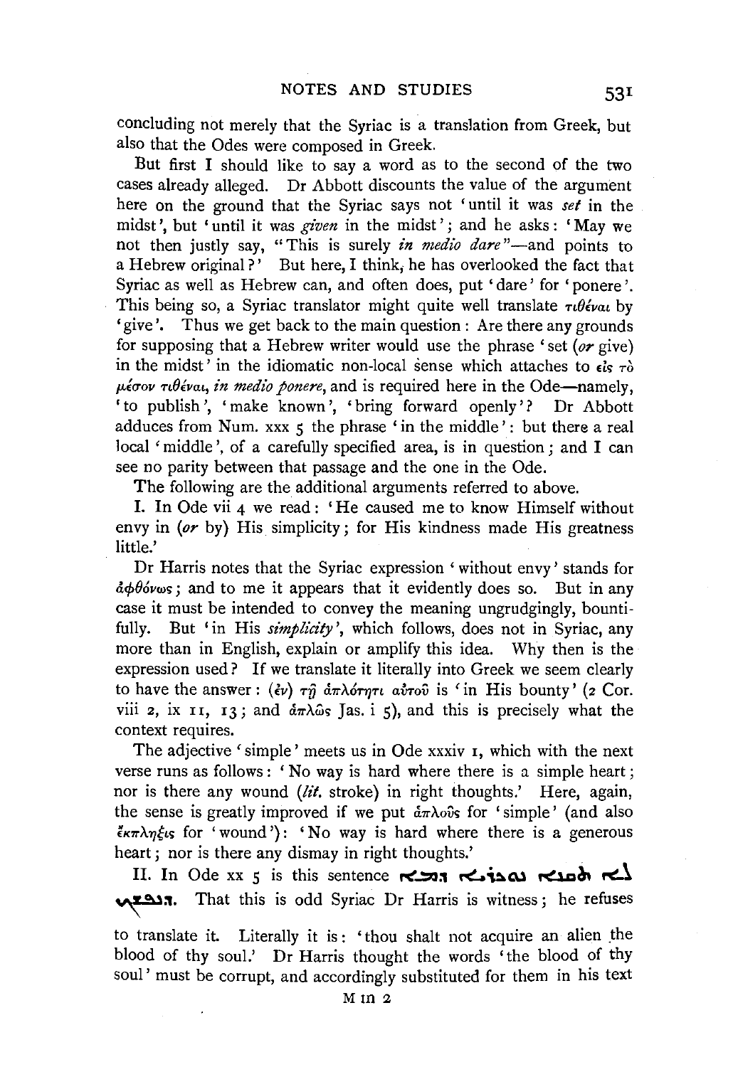concluding not merely that the Syriac is a translation from Greek, but also that the Odes were composed in Greek.

But first I should like to say a word as to the second of the two cases already alleged. Dr Abbott discounts the value of the argument here on the ground that the Syriac says not 'until it was *set* in the midst', but 'until it was *given* in the midst'; and he asks: 'May we not then justly say, "This is surely *in medio dare*"—and points to a Hebrew original?' But here, I think, he has overlooked the fact that Syriac as well as Hebrew can, and often does, put 'dare' for 'ponere'. This being so, a Syriac translator might quite well translate τιθέναι by 'give'. Thus we get back to the main question: Are there any grounds for supposing that a Hebrew writer would use the phrase 'set (*or* give) in the midst' in the idiomatic non-local sense which attaches to εἰς τὸ μέσον τιθέναι, *in medio ponere*, and is required here in the Ode—namely, 'to publish', 'make known', 'bring forward openly'? Dr Abbott adduces from Num. xxx 5 the phrase 'in the middle': but there a real local 'middle', of a carefully specified area, is in question; and I can see no parity between that passage and the one in the Ode.

The following are the additional arguments referred to above.

I. In Ode vii 4 we read: 'He caused me to know Himself without envy in (*or* by) His simplicity; for His kindness made His greatness little.'

Dr Harris notes that the Syriac expression 'without envy' stands for ἀφθόνως; and to me it appears that it evidently does so. But in any case it must be intended to convey the meaning ungrudgingly, bountifully. But 'in His *simplicity*', which follows, does not in Syriac, any more than in English, explain or amplify this idea. Why then is the expression used? If we translate it literally into Greek we seem clearly to have the answer: (ἐν) τῇ ἁπλότητι αὐτοῦ is 'in His bounty' (2 Cor. viii 2, ix 11, 13; and ἁπλῶς Jas. i 5), and this is precisely what the context requires.

The adjective 'simple' meets us in Ode xxxiv 1, which with the next verse runs as follows: 'No way is hard where there is a simple heart; nor is there any wound (*lit.* stroke) in right thoughts.' Here, again, the sense is greatly improved if we put ἁπλοῦς for 'simple' (and also ἔκπληξις for 'wound'): 'No way is hard where there is a generous heart; nor is there any dismay in right thoughts.'

II. In Ode xx 5 is this sentence ܠܐ ܬܩܢܐ ܢܘܟܪܝܐ ܕܡܐ ܕܢܦܫܟ. That this is odd Syriac Dr Harris is witness; he refuses to translate it. Literally it is: 'thou shalt not acquire an alien the blood of thy soul.' Dr Harris thought the words 'the blood of thy soul' must be corrupt, and accordingly substituted for them in his text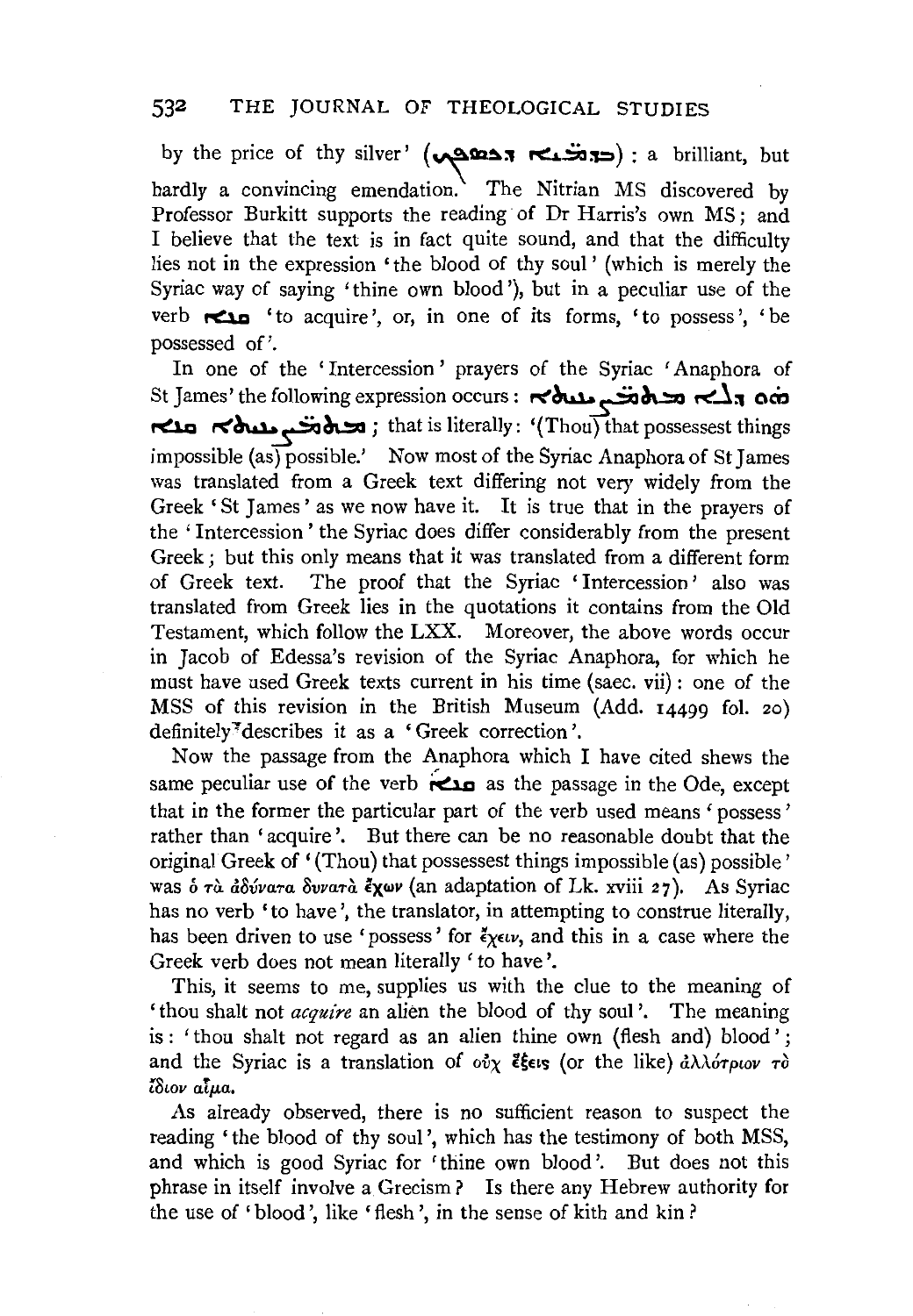by the price of thy silver' (ܒܕܡܝ̈ܐ ܕܟܣܦܟ) : a brilliant, but hardly a convincing emendation. The Nitrian MS discovered by Professor Burkitt supports the reading of Dr Harris's own MS; and I believe that the text is in fact quite sound, and that the difficulty lies not in the expression 'the blood of thy soul' (which is merely the Syriac way of saying 'thine own blood'), but in a peculiar use of the verb ܩܢܐ 'to acquire', or, in one of its forms, 'to possess', 'be possessed of'.

In one of the 'Intercession' prayers of the Syriac 'Anaphora of St James' the following expression occurs : ܗܘ ܕܠܐ ܡܫܟܚܢ̈ܝܬܐ ܡܫܟܚܢ̈ܝܬܐ ܩܢܐ ; that is literally: '(Thou) that possessest things impossible (as) possible.' Now most of the Syriac Anaphora of St James was translated from a Greek text differing not very widely from the Greek 'St James' as we now have it. It is true that in the prayers of the 'Intercession' the Syriac does differ considerably from the present Greek; but this only means that it was translated from a different form of Greek text. The proof that the Syriac 'Intercession' also was translated from Greek lies in the quotations it contains from the Old Testament, which follow the LXX. Moreover, the above words occur in Jacob of Edessa's revision of the Syriac Anaphora, for which he must have used Greek texts current in his time (saec. vii): one of the MSS of this revision in the British Museum (Add. 14499 fol. 20) definitely describes it as a 'Greek correction'.

Now the passage from the Anaphora which I have cited shews the same peculiar use of the verb ܩܢܐ as the passage in the Ode, except that in the former the particular part of the verb used means 'possess' rather than 'acquire'. But there can be no reasonable doubt that the original Greek of '(Thou) that possessest things impossible (as) possible' was ὁ τὰ ἀδύνατα δυνατὰ ἔχων (an adaptation of Lk. xviii 27). As Syriac has no verb 'to have', the translator, in attempting to construe literally, has been driven to use 'possess' for ἔχειν, and this in a case where the Greek verb does not mean literally 'to have'.

This, it seems to me, supplies us with the clue to the meaning of 'thou shalt not *acquire* an alien the blood of thy soul'. The meaning is: 'thou shalt not regard as an alien thine own (flesh and) blood'; and the Syriac is a translation of οὐχ ἕξεις (or the like) ἀλλότριον τὸ ἴδιον αἷμα.

As already observed, there is no sufficient reason to suspect the reading 'the blood of thy soul', which has the testimony of both MSS, and which is good Syriac for 'thine own blood'. But does not this phrase in itself involve a Grecism? Is there any Hebrew authority for the use of 'blood', like 'flesh', in the sense of kith and kin?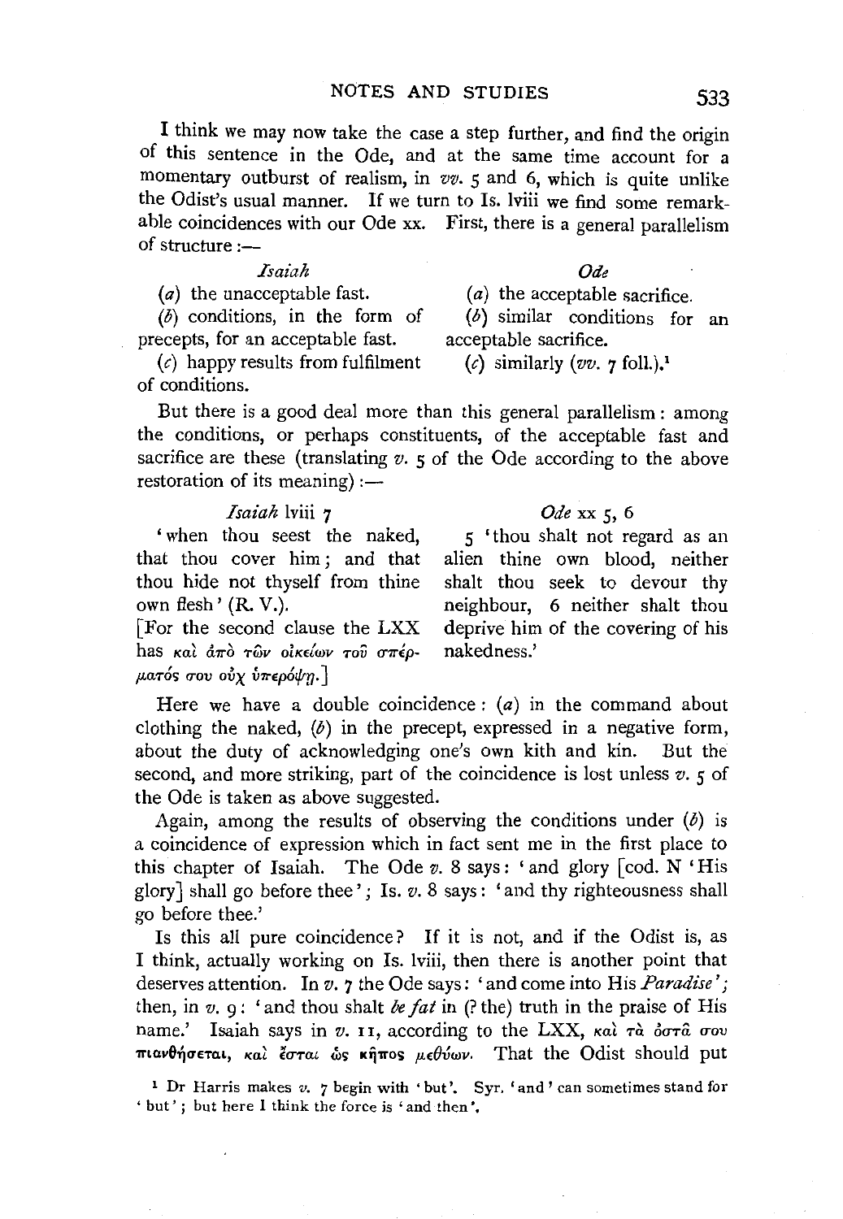I think we may now take the case a step further, and find the origin of this sentence in the Ode, and at the same time account for a momentary outburst of realism, in *vv.* 5 and 6, which is quite unlike the Odist's usual manner. If we turn to Is. lviii we find some remarkable coincidences with our Ode xx. First, there is a general parallelism of structure :—

| *Isaiah* | *Ode* |
|---|---|
| (*a*) the unacceptable fast. | (*a*) the acceptable sacrifice. |
| (*b*) conditions, in the form of precepts, for an acceptable fast. | (*b*) similar conditions for an acceptable sacrifice. |
| (*c*) happy results from fulfilment of conditions. | (*c*) similarly (*vv.* 7 foll.).[1] |

But there is a good deal more than this general parallelism: among the conditions, or perhaps constituents, of the acceptable fast and sacrifice are these (translating *v.* 5 of the Ode according to the above restoration of its meaning) :—

| *Isaiah* lviii 7 | *Ode* xx 5, 6 |
|---|---|
| 'when thou seest the naked, that thou cover him; and that thou hide not thyself from thine own flesh' (R. V.). [For the second clause the LXX has καὶ ἀπὸ τῶν οἰκείων τοῦ σπέρματός σου οὐχ ὑπερόψῃ.] | 5 'thou shalt not regard as an alien thine own blood, neither shalt thou seek to devour thy neighbour, 6 neither shalt thou deprive him of the covering of his nakedness.' |

Here we have a double coincidence: (*a*) in the command about clothing the naked, (*b*) in the precept, expressed in a negative form, about the duty of acknowledging one's own kith and kin. But the second, and more striking, part of the coincidence is lost unless *v.* 5 of the Ode is taken as above suggested.

Again, among the results of observing the conditions under (*b*) is a coincidence of expression which in fact sent me in the first place to this chapter of Isaiah. The Ode *v.* 8 says: 'and glory [cod. N 'His glory] shall go before thee'; Is. *v.* 8 says: 'and thy righteousness shall go before thee.'

Is this all pure coincidence? If it is not, and if the Odist is, as I think, actually working on Is. lviii, then there is another point that deserves attention. In *v.* 7 the Ode says: 'and come into His *Paradise*'; then, in *v.* 9: 'and thou shalt *be fat* in (? the) truth in the praise of His name.' Isaiah says in *v.* 11, according to the LXX, καὶ τὰ ὀστᾶ σου πιανθήσεται, καὶ ἔσται ὡς κῆπος μεθύων. That the Odist should put

[1] Dr Harris makes *v.* 7 begin with 'but'. Syr. 'and' can sometimes stand for 'but'; but here I think the force is 'and then'.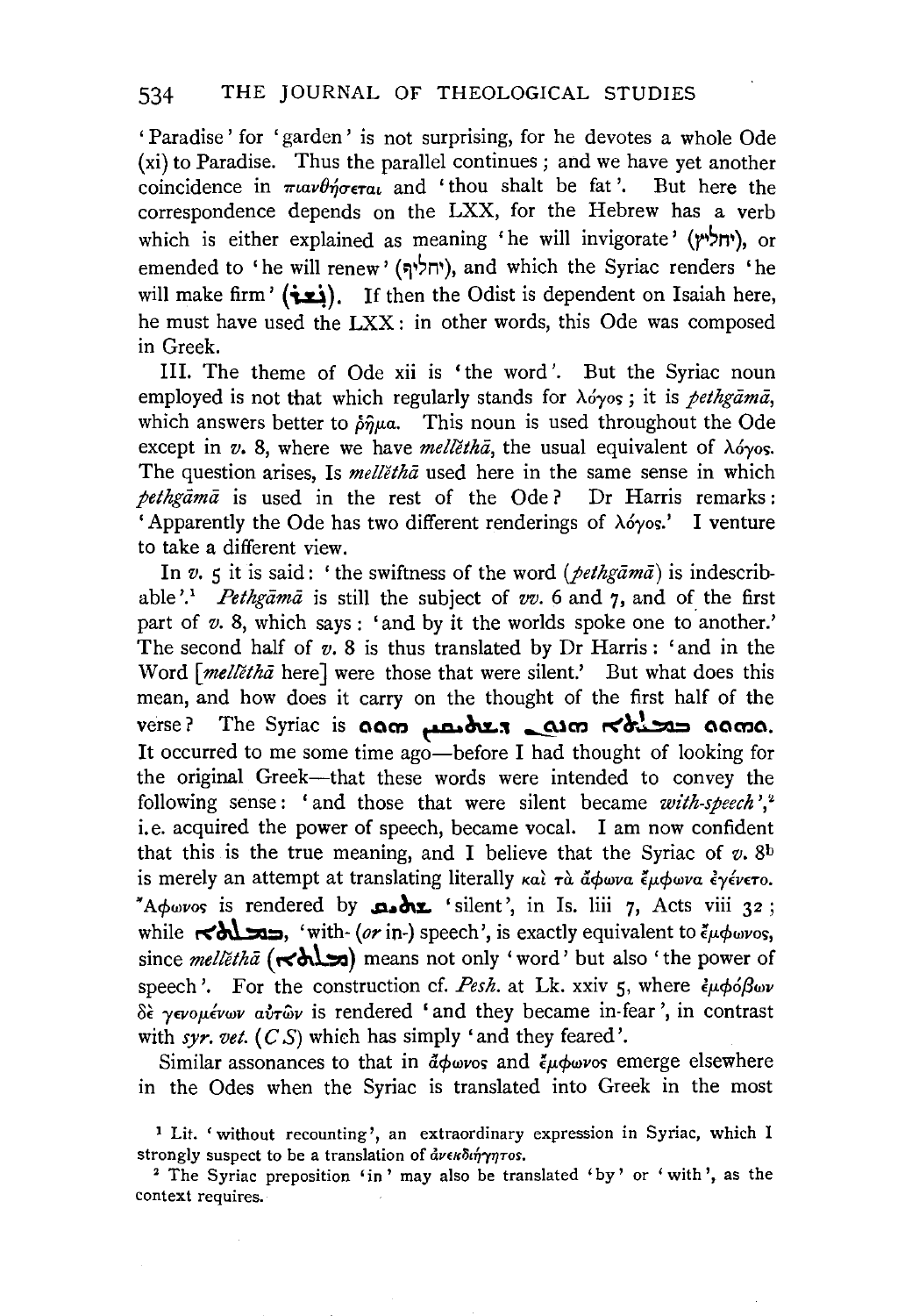'Paradise' for 'garden' is not surprising, for he devotes a whole Ode (xi) to Paradise. Thus the parallel continues; and we have yet another coincidence in πιανθήσεται and 'thou shalt be fat'. But here the correspondence depends on the LXX, for the Hebrew has a verb which is either explained as meaning 'he will invigorate' (יחליץ), or emended to 'he will renew' (יחליף), and which the Syriac renders 'he will make firm' (ܢܫܪܪ). If then the Odist is dependent on Isaiah here, he must have used the LXX: in other words, this Ode was composed in Greek.

III. The theme of Ode xii is 'the word'. But the Syriac noun employed is not that which regularly stands for λόγος; it is *pethgāmā*, which answers better to ῥῆμα. This noun is used throughout the Ode except in *v.* 8, where we have *mellĕthā*, the usual equivalent of λόγος. The question arises, Is *mellĕthā* used here in the same sense in which *pethgāmā* is used in the rest of the Ode? Dr Harris remarks: 'Apparently the Ode has two different renderings of λόγος.' I venture to take a different view.

In *v.* 5 it is said: 'the swiftness of the word (*pethgāmā*) is indescribable'.[1] *Pethgāmā* is still the subject of *vv.* 6 and 7, and of the first part of *v.* 8, which says: 'and by it the worlds spoke one to another.' The second half of *v.* 8 is thus translated by Dr Harris: 'and in the Word [*mellĕthā* here] were those that were silent.' But what does this mean, and how does it carry on the thought of the first half of the verse? The Syriac is ܘܗܘܘ ܒܡܠܬܐ ܗܢܘܢ ܕܫܬܝܩܝܢ ܗܘܘ. It occurred to me some time ago—before I had thought of looking for the original Greek—that these words were intended to convey the following sense: 'and those that were silent became *with-speech*',[2] i.e. acquired the power of speech, became vocal. I am now confident that this is the true meaning, and I believe that the Syriac of *v.* 8[b] is merely an attempt at translating literally καὶ τὰ ἄφωνα ἔμφωνα ἐγένετο. Ἄφωνος is rendered by ܫܬܝܩ 'silent', in Is. liii 7, Acts viii 32; while ܒܡܠܬܐ, 'with- (*or* in-) speech', is exactly equivalent to ἔμφωνος, since *mellĕthā* (ܡܠܬܐ) means not only 'word' but also 'the power of speech'. For the construction cf. *Pesh.* at Lk. xxiv 5, where ἐμφόβων δὲ γενομένων αὐτῶν is rendered 'and they became in-fear', in contrast with *syr. vet.* (*C S*) which has simply 'and they feared'.

Similar assonances to that in ἄφωνος and ἔμφωνος emerge elsewhere in the Odes when the Syriac is translated into Greek in the most

[1] Lit. 'without recounting', an extraordinary expression in Syriac, which I strongly suspect to be a translation of ἀνεκδιήγητος.

[2] The Syriac preposition 'in' may also be translated 'by' or 'with', as the context requires.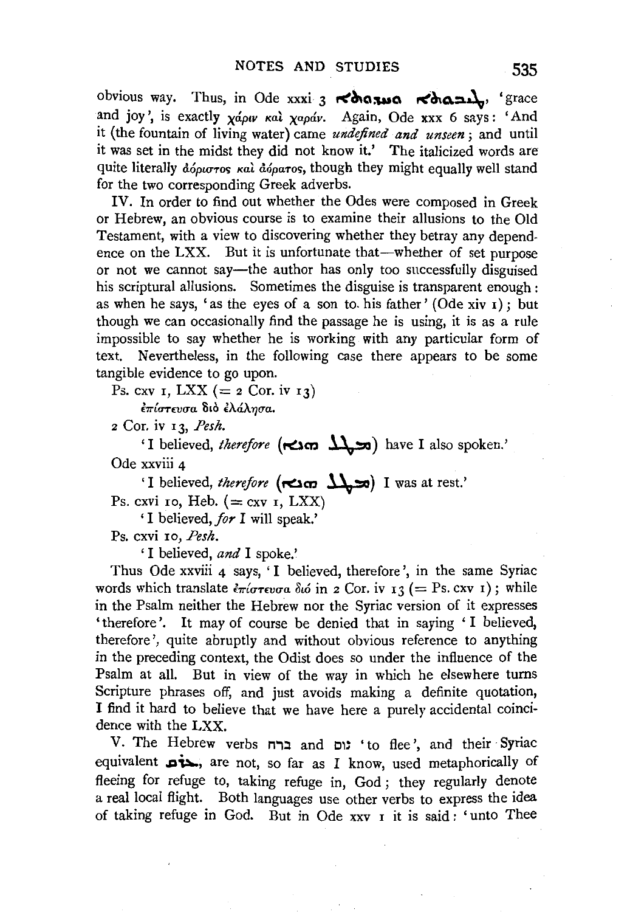obvious way. Thus, in Ode xxxi 3 ܛܝܒܘܬܐ ܘܚܕܘܬܐ, 'grace and joy', is exactly χάριν καὶ χαράν. Again, Ode xxx 6 says: 'And it (the fountain of living water) came *undefined and unseen*; and until it was set in the midst they did not know it.' The italicized words are quite literally ἀόριστος καὶ ἀόρατος, though they might equally well stand for the two corresponding Greek adverbs.

IV. In order to find out whether the Odes were composed in Greek or Hebrew, an obvious course is to examine their allusions to the Old Testament, with a view to discovering whether they betray any dependence on the LXX. But it is unfortunate that—whether of set purpose or not we cannot say—the author has only too successfully disguised his scriptural allusions. Sometimes the disguise is transparent enough: as when he says, 'as the eyes of a son to his father' (Ode xiv 1); but though we can occasionally find the passage he is using, it is as a rule impossible to say whether he is working with any particular form of text. Nevertheless, in the following case there appears to be some tangible evidence to go upon.

Ps. cxv 1, LXX (= 2 Cor. iv 13)

ἐπίστευσα διὸ ἐλάλησα.

2 Cor. iv 13, *Pesh.*

'I believed, *therefore* (ܡܛܠ ܗܢܐ) have I also spoken.'

Ode xxviii 4

'I believed, *therefore* (ܡܛܠ ܗܢܐ) I was at rest.'

Ps. cxvi 10, Heb. (= cxv 1, LXX)

'I believed, *for* I will speak.'

Ps. cxvi 10, *Pesh.*

'I believed, *and* I spoke.'

Thus Ode xxviii 4 says, 'I believed, therefore', in the same Syriac words which translate ἐπίστευσα διό in 2 Cor. iv 13 (= Ps. cxv 1); while in the Psalm neither the Hebrew nor the Syriac version of it expresses 'therefore'. It may of course be denied that in saying 'I believed, therefore', quite abruptly and without obvious reference to anything in the preceding context, the Odist does so under the influence of the Psalm at all. But in view of the way in which he elsewhere turns Scripture phrases off, and just avoids making a definite quotation, I find it hard to believe that we have here a purely accidental coincidence with the LXX.

V. The Hebrew verbs ברח and נוס 'to flee', and their Syriac equivalent ܥܪܩ, are not, so far as I know, used metaphorically of fleeing for refuge to, taking refuge in, God; they regularly denote a real local flight. Both languages use other verbs to express the idea of taking refuge in God. But in Ode xxv 1 it is said: 'unto Thee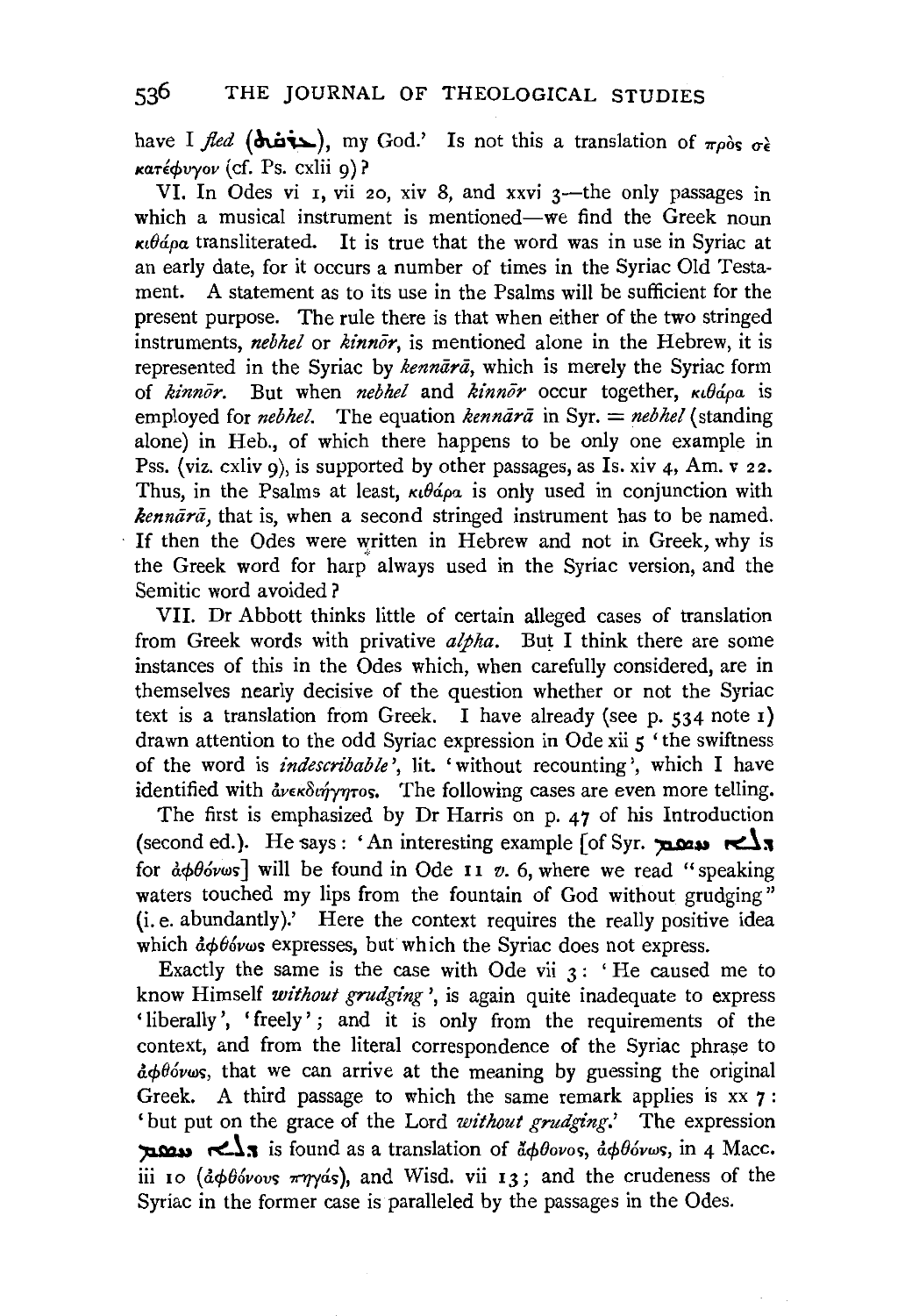have I *fled* (ܥܪܩܬ), my God.' Is not this a translation of πρὸς σὲ κατέφυγον (cf. Ps. cxlii 9)?

VI. In Odes vi 1, vii 20, xiv 8, and xxvi 3—the only passages in which a musical instrument is mentioned—we find the Greek noun κιθάρα transliterated. It is true that the word was in use in Syriac at an early date, for it occurs a number of times in the Syriac Old Testament. A statement as to its use in the Psalms will be sufficient for the present purpose. The rule there is that when either of the two stringed instruments, *nebhel* or *kinnōr*, is mentioned alone in the Hebrew, it is represented in the Syriac by *kennārā*, which is merely the Syriac form of *kinnōr*. But when *nebhel* and *kinnōr* occur together, κιθάρα is employed for *nebhel*. The equation *kennārā* in Syr. = *nebhel* (standing alone) in Heb., of which there happens to be only one example in Pss. (viz. cxliv 9), is supported by other passages, as Is. xiv 4, Am. v 22. Thus, in the Psalms at least, κιθάρα is only used in conjunction with *kennārā*, that is, when a second stringed instrument has to be named. If then the Odes were written in Hebrew and not in Greek, why is the Greek word for harp always used in the Syriac version, and the Semitic word avoided?

VII. Dr Abbott thinks little of certain alleged cases of translation from Greek words with privative *alpha*. But I think there are some instances of this in the Odes which, when carefully considered, are in themselves nearly decisive of the question whether or not the Syriac text is a translation from Greek. I have already (see p. 534 note 1) drawn attention to the odd Syriac expression in Ode xii 5 'the swiftness of the word is *indescribable*', lit. 'without recounting', which I have identified with ἀνεκδιήγητος. The following cases are even more telling.

The first is emphasized by Dr Harris on p. 47 of his Introduction (second ed.). He says: 'An interesting example [of Syr. ܕܠܐ ܚܣܡ for ἀφθόνως] will be found in Ode 11 *v*. 6, where we read "speaking waters touched my lips from the fountain of God without grudging" (i. e. abundantly).' Here the context requires the really positive idea which ἀφθόνως expresses, but which the Syriac does not express.

Exactly the same is the case with Ode vii 3: 'He caused me to know Himself *without grudging*', is again quite inadequate to express 'liberally', 'freely'; and it is only from the requirements of the context, and from the literal correspondence of the Syriac phrase to ἀφθόνως, that we can arrive at the meaning by guessing the original Greek. A third passage to which the same remark applies is xx 7: 'but put on the grace of the Lord *without grudging*.' The expression ܕܠܐ ܚܣܡ is found as a translation of ἄφθονος, ἀφθόνως, in 4 Macc. iii 10 (ἀφθόνους πηγάς), and Wisd. vii 13; and the crudeness of the Syriac in the former case is paralleled by the passages in the Odes.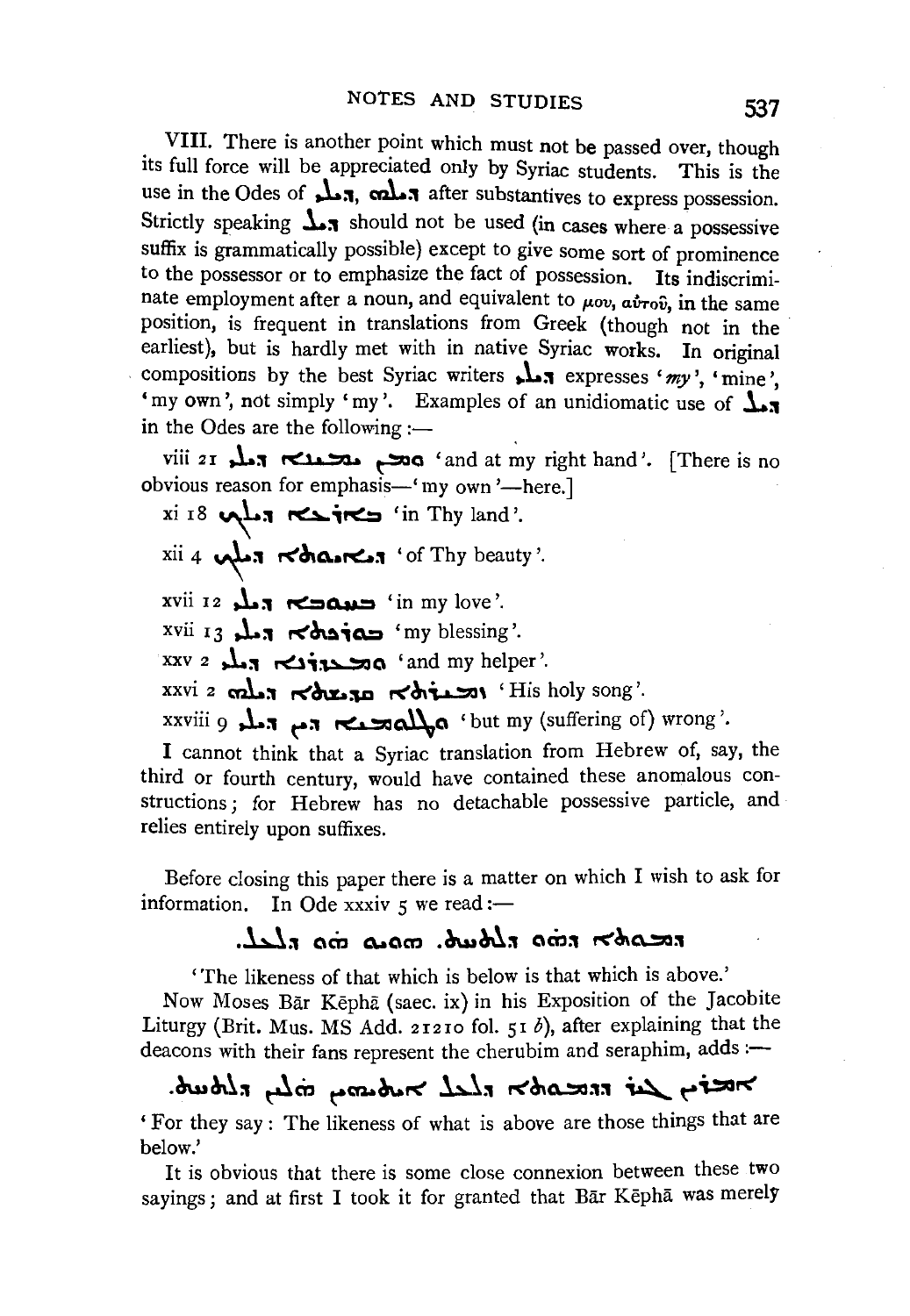VIII. There is another point which must not be passed over, though its full force will be appreciated only by Syriac students. This is the use in the Odes of ܕܝܠܝ, ܕܝܠܗ after substantives to express possession. Strictly speaking ܕܝܠ should not be used (in cases where a possessive suffix is grammatically possible) except to give some sort of prominence to the possessor or to emphasize the fact of possession. Its indiscriminate employment after a noun, and equivalent to μου, αὐτοῦ, in the same position, is frequent in translations from Greek (though not in the earliest), but is hardly met with in native Syriac works. In original compositions by the best Syriac writers ܕܝܠܝ expresses '*my*', 'mine', 'my own', not simply 'my'. Examples of an unidiomatic use of ܕܝܠ in the Odes are the following:—

viii 21 ܘܡܢ ܝܡܝܢܐ ܕܝܠܝ 'and at my right hand'. [There is no obvious reason for emphasis—'my own'—here.]

xi 18 ܒܐܪܥܐ ܕܝܠܟ 'in Thy land'.

xii 4 ܕܝܐܝܘܬܐ ܕܝܠܟ 'of Thy beauty'.

xvii 12 ܒܚܘܒܐ ܕܝܠܝ 'in my love'.

xvii 13 ܒܘܪܟܬܐ ܕܝܠܝ 'my blessing'.

xxv 2 ܘܡܥܕܪܢܐ ܕܝܠܝ 'and my helper'.

xxvi 2 ܬܫܒܘܚܬܐ ܩܕܝܫܬܐ ܕܝܠܗ 'His holy song'.

xxviii 9 ܘܠܛܠܘܡܝܐ ܕܗܘ ܕܝܠܝ 'but my (suffering of) wrong'.

I cannot think that a Syriac translation from Hebrew of, say, the third or fourth century, would have contained these anomalous constructions; for Hebrew has no detachable possessive particle, and relies entirely upon suffixes.

Before closing this paper there is a matter on which I wish to ask for information. In Ode xxxiv 5 we read:—

ܕܡܘܬܐ ܕܗܘ ܕܠܬܚܬ. ܗܘ ܗܘ ܕܠܥܠ.

'The likeness of that which is below is that which is above.'

Now Moses Bār Kēphā (saec. ix) in his Exposition of the Jacobite Liturgy (Brit. Mus. MS Add. 21210 fol. 51 *b*), after explaining that the deacons with their fans represent the cherubim and seraphim, adds:—

ܐܡܪܝܢ ܓܝܪ ܕܕܡܘܬܐ ܕܠܥܠ ܐܝܬܝܗܝܢ ܗܠܝܢ ܕܠܬܚܬ.

'For they say: The likeness of what is above are those things that are below.'

It is obvious that there is some close connexion between these two sayings; and at first I took it for granted that Bār Kēphā was merely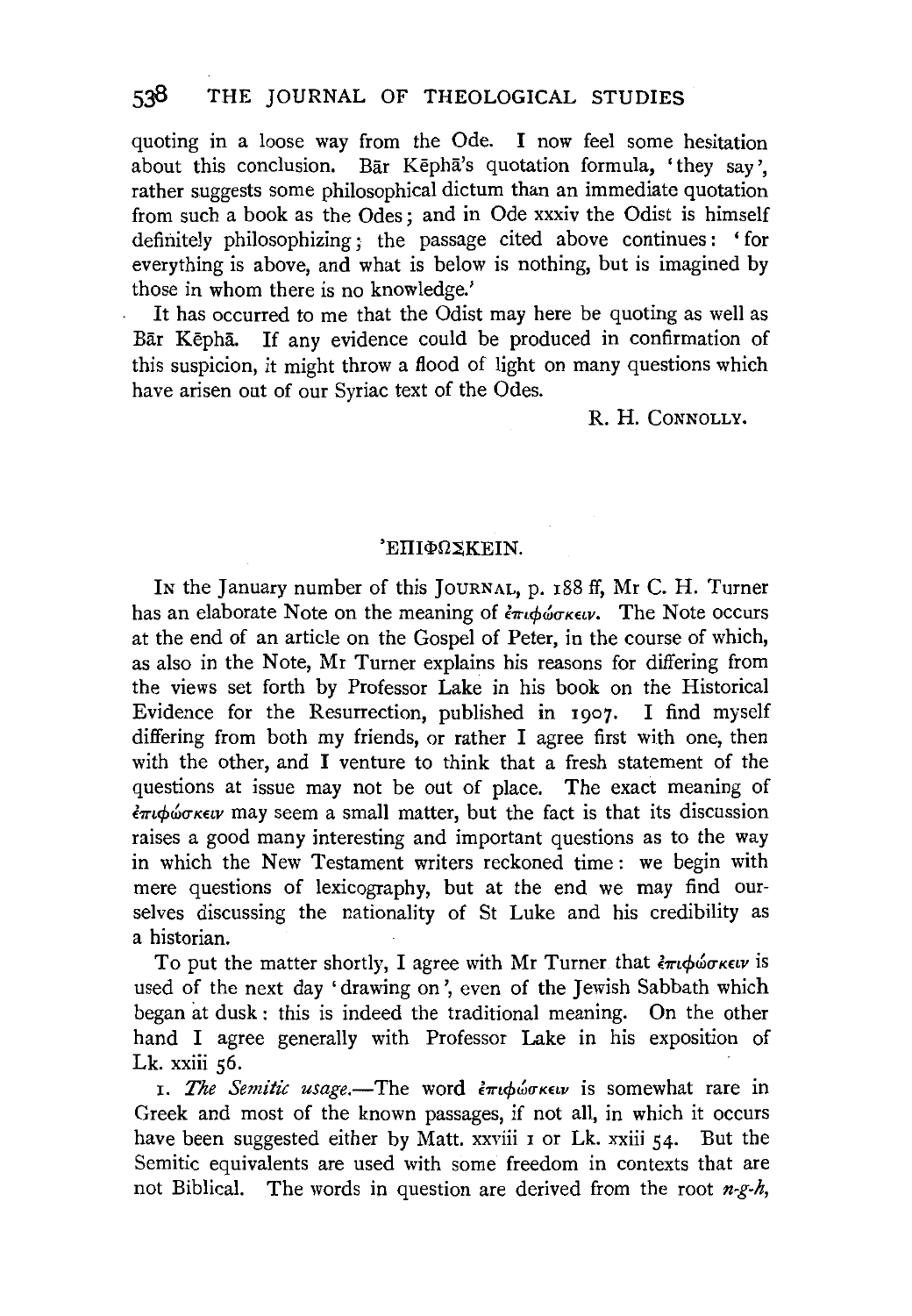quoting in a loose way from the Ode. I now feel some hesitation about this conclusion. Bār Kēphā's quotation formula, 'they say', rather suggests some philosophical dictum than an immediate quotation from such a book as the Odes; and in Ode xxxiv the Odist is himself definitely philosophizing; the passage cited above continues: 'for everything is above, and what is below is nothing, but is imagined by those in whom there is no knowledge.'

It has occurred to me that the Odist may here be quoting as well as Bār Kēphā. If any evidence could be produced in confirmation of this suspicion, it might throw a flood of light on many questions which have arisen out of our Syriac text of the Odes.

R. H. CONNOLLY.

## 'ΕΠΙΦΩΣΚΕΙΝ.

IN the January number of this JOURNAL, p. 188 ff, Mr C. H. Turner has an elaborate Note on the meaning of ἐπιφώσκειν. The Note occurs at the end of an article on the Gospel of Peter, in the course of which, as also in the Note, Mr Turner explains his reasons for differing from the views set forth by Professor Lake in his book on the Historical Evidence for the Resurrection, published in 1907. I find myself differing from both my friends, or rather I agree first with one, then with the other, and I venture to think that a fresh statement of the questions at issue may not be out of place. The exact meaning of ἐπιφώσκειν may seem a small matter, but the fact is that its discussion raises a good many interesting and important questions as to the way in which the New Testament writers reckoned time: we begin with mere questions of lexicography, but at the end we may find ourselves discussing the nationality of St Luke and his credibility as a historian.

To put the matter shortly, I agree with Mr Turner that ἐπιφώσκειν is used of the next day 'drawing on', even of the Jewish Sabbath which began at dusk: this is indeed the traditional meaning. On the other hand I agree generally with Professor Lake in his exposition of Lk. xxiii 56.

1. *The Semitic usage.*—The word ἐπιφώσκειν is somewhat rare in Greek and most of the known passages, if not all, in which it occurs have been suggested either by Matt. xxviii 1 or Lk. xxiii 54. But the Semitic equivalents are used with some freedom in contexts that are not Biblical. The words in question are derived from the root *n-g-h*,